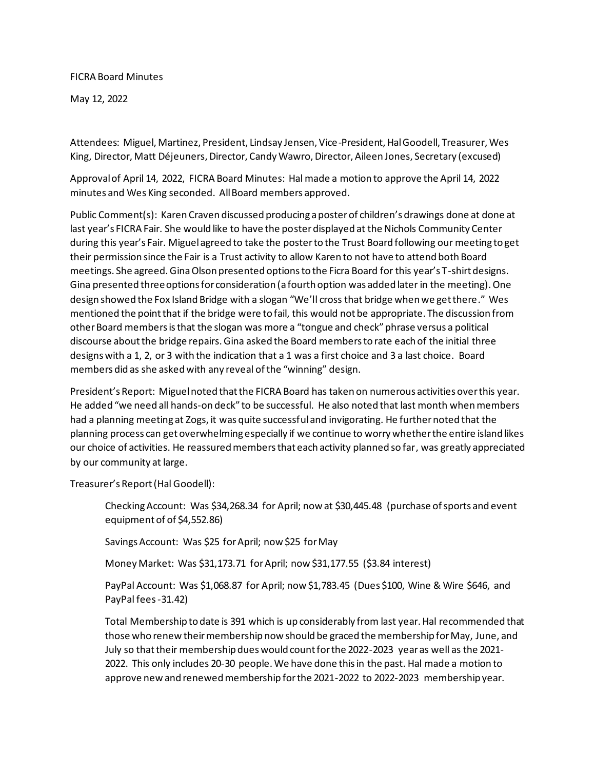FICRA Board Minutes

May 12, 2022

Attendees: Miguel, Martinez, President, Lindsay Jensen, Vice-President, Hal Goodell, Treasurer, Wes King, Director, Matt Déjeuners, Director, Candy Wawro, Director, Aileen Jones, Secretary (excused)

Approval of April 14, 2022, FICRA Board Minutes: Hal made a motion to approve the April 14, 2022 minutes and Wes King seconded. All Board members approved.

Public Comment(s): Karen Craven discussed producing a poster of children's drawings done at done at last year's FICRA Fair. She would like to have the poster displayed at the Nichols Community Center during this year's Fair. Miguel agreed to take the poster to the Trust Board following our meeting to get their permission since the Fair is a Trust activity to allow Karen to not have to attend both Board meetings. She agreed. Gina Olson presented options to the Ficra Board for this year's T-shirt designs. Gina presented three options for consideration (a fourth option was added later in the meeting). One design showed the Fox Island Bridge with a slogan "We'll cross that bridge when we get there." Wes mentioned the point that if the bridge were to fail, this would not be appropriate. The discussion from other Board members is that the slogan was more a "tongue and check" phrase versus a political discourse about the bridge repairs. Gina asked the Board members to rate each of the initial three designs with a 1, 2, or 3 with the indication that a 1 was a first choice and 3 a last choice. Board members did as she asked with any reveal of the "winning" design.

President's Report: Miguel noted that the FICRA Board has taken on numerous activities over this year. He added "we need all hands-on deck" to be successful. He also noted that last month when members had a planning meeting at Zogs, it was quite successful and invigorating. He further noted that the planning process can get overwhelming especially if we continue to worry whether the entire island likes our choice of activities. He reassured members that each activity planned so far, was greatly appreciated by our community at large.

Treasurer's Report (Hal Goodell):

> Checking Account: Was $34,268.34 for April; now at $30,445.48 (purchase of sports and event equipment of of $4,552.86)
>
> Savings Account: Was $25 for April; now $25 for May
>
> Money Market: Was $31,173.71 for April; now $31,177.55 ($3.84 interest)
>
> PayPal Account: Was $1,068.87 for April; now $1,783.45 (Dues $100, Wine & Wire $646, and PayPal fees -31.42)
>
> Total Membership to date is 391 which is up considerably from last year. Hal recommended that those who renew their membership now should be graced the membership for May, June, and July so that their membership dues would count for the 2022-2023 year as well as the 2021-2022. This only includes 20-30 people. We have done this in the past. Hal made a motion to approve new and renewed membership for the 2021-2022 to 2022-2023 membership year.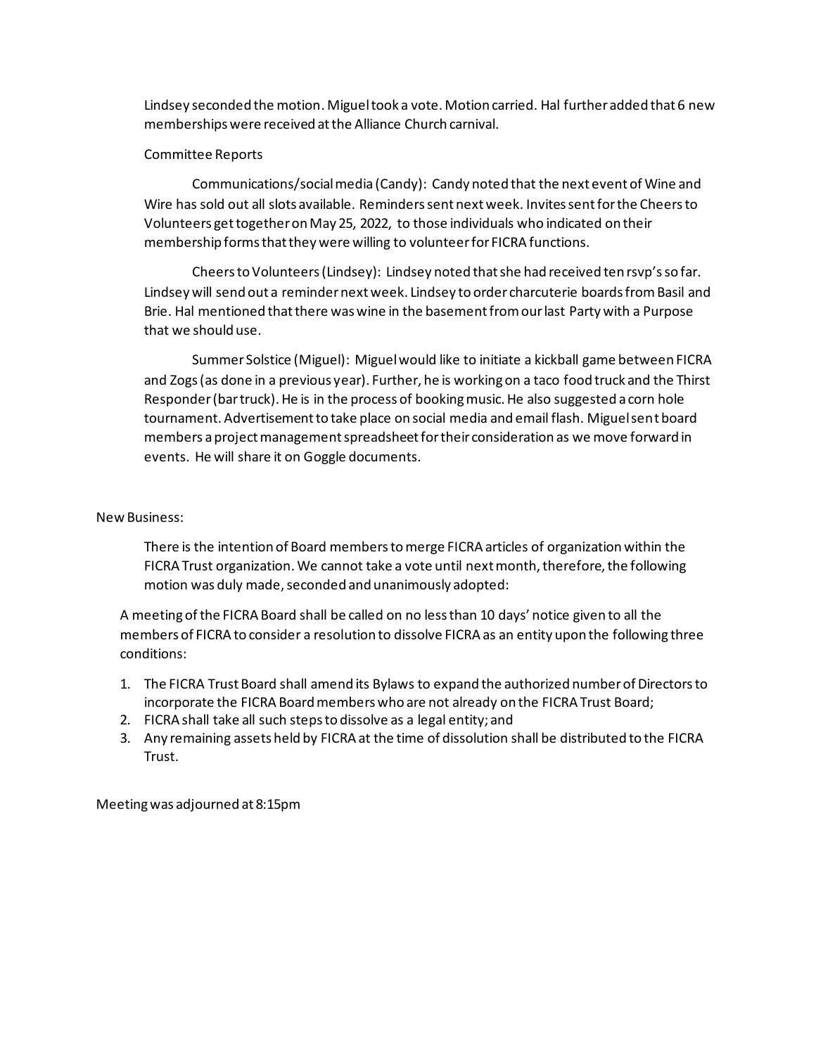Lindsey seconded the motion. Miguel took a vote. Motion carried. Hal further added that 6 new memberships were received at the Alliance Church carnival.

Committee Reports

Communications/social media (Candy): Candy noted that the next event of Wine and Wire has sold out all slots available. Reminders sent next week. Invites sent for the Cheers to Volunteers get together on May 25, 2022, to those individuals who indicated on their membership forms that they were willing to volunteer for FICRA functions.

Cheers to Volunteers (Lindsey): Lindsey noted that she had received ten rsvp's so far. Lindsey will send out a reminder next week. Lindsey to order charcuterie boards from Basil and Brie. Hal mentioned that there was wine in the basement from our last Party with a Purpose that we should use.

Summer Solstice (Miguel): Miguel would like to initiate a kickball game between FICRA and Zogs (as done in a previous year). Further, he is working on a taco food truck and the Thirst Responder (bar truck). He is in the process of booking music. He also suggested a corn hole tournament. Advertisement to take place on social media and email flash. Miguel sent board members a project management spreadsheet for their consideration as we move forward in events. He will share it on Goggle documents.

New Business:

There is the intention of Board members to merge FICRA articles of organization within the FICRA Trust organization. We cannot take a vote until next month, therefore, the following motion was duly made, seconded and unanimously adopted:

A meeting of the FICRA Board shall be called on no less than 10 days' notice given to all the members of FICRA to consider a resolution to dissolve FICRA as an entity upon the following three conditions:

1. The FICRA Trust Board shall amend its Bylaws to expand the authorized number of Directors to incorporate the FICRA Board members who are not already on the FICRA Trust Board;
2. FICRA shall take all such steps to dissolve as a legal entity; and
3. Any remaining assets held by FICRA at the time of dissolution shall be distributed to the FICRA Trust.

Meeting was adjourned at 8:15pm